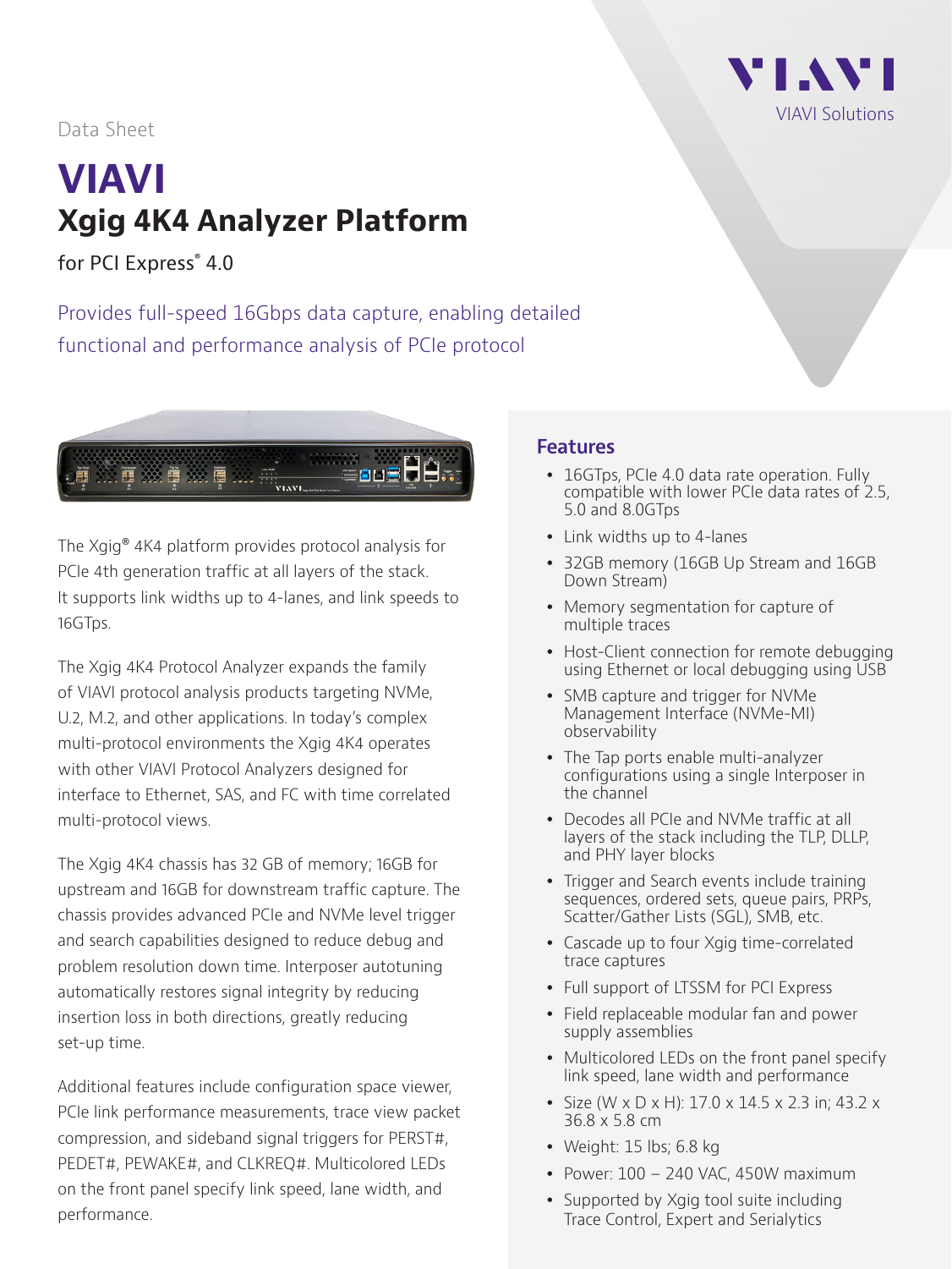Data Sheet

# VIAVI

## Xgig 4K4 Analyzer Platform

for PCI Express® 4.0

Provides full-speed 16Gbps data capture, enabling detailed functional and performance analysis of PCIe protocol

The Xgig® 4K4 platform provides protocol analysis for PCIe 4th generation traffic at all layers of the stack. It supports link widths up to 4-lanes, and link speeds to 16GTps.

The Xgig 4K4 Protocol Analyzer expands the family of VIAVI protocol analysis products targeting NVMe, U.2, M.2, and other applications. In today's complex multi-protocol environments the Xgig 4K4 operates with other VIAVI Protocol Analyzers designed for interface to Ethernet, SAS, and FC with time correlated multi-protocol views.

The Xgig 4K4 chassis has 32 GB of memory; 16GB for upstream and 16GB for downstream traffic capture. The chassis provides advanced PCIe and NVMe level trigger and search capabilities designed to reduce debug and problem resolution down time. Interposer autotuning automatically restores signal integrity by reducing insertion loss in both directions, greatly reducing set-up time.

Additional features include configuration space viewer, PCIe link performance measurements, trace view packet compression, and sideband signal triggers for PERST#, PEDET#, PEWAKE#, and CLKREQ#. Multicolored LEDs on the front panel specify link speed, lane width, and performance.

### Features

- 16GTps, PCIe 4.0 data rate operation. Fully compatible with lower PCIe data rates of 2.5, 5.0 and 8.0GTps
- Link widths up to 4-lanes
- 32GB memory (16GB Up Stream and 16GB Down Stream)
- Memory segmentation for capture of multiple traces
- Host-Client connection for remote debugging using Ethernet or local debugging using USB
- SMB capture and trigger for NVMe Management Interface (NVMe-MI) observability
- The Tap ports enable multi-analyzer configurations using a single Interposer in the channel
- Decodes all PCIe and NVMe traffic at all layers of the stack including the TLP, DLLP, and PHY layer blocks
- Trigger and Search events include training sequences, ordered sets, queue pairs, PRPs, Scatter/Gather Lists (SGL), SMB, etc.
- Cascade up to four Xgig time-correlated trace captures
- Full support of LTSSM for PCI Express
- Field replaceable modular fan and power supply assemblies
- Multicolored LEDs on the front panel specify link speed, lane width and performance
- Size (W x D x H): 17.0 x 14.5 x 2.3 in; 43.2 x 36.8 x 5.8 cm
- Weight: 15 lbs; 6.8 kg
- Power: 100 – 240 VAC, 450W maximum
- Supported by Xgig tool suite including Trace Control, Expert and Serialytics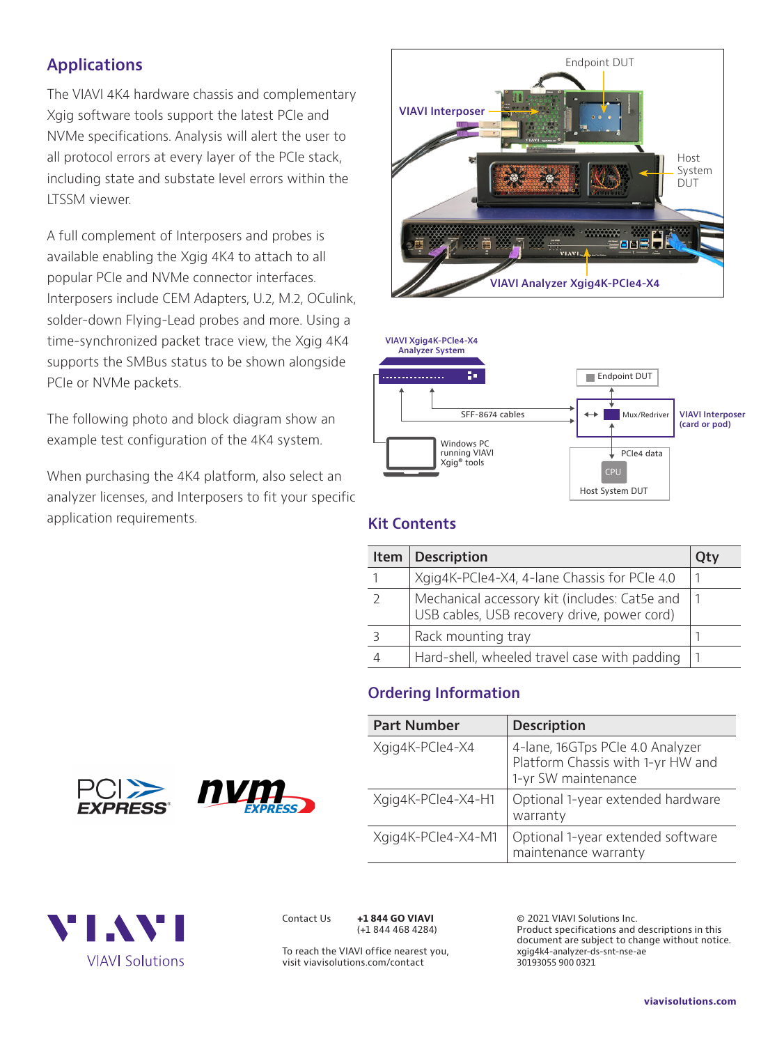## Applications

The VIAVI 4K4 hardware chassis and complementary Xgig software tools support the latest PCIe and NVMe specifications. Analysis will alert the user to all protocol errors at every layer of the PCIe stack, including state and substate level errors within the LTSSM viewer.

A full complement of Interposers and probes is available enabling the Xgig 4K4 to attach to all popular PCIe and NVMe connector interfaces. Interposers include CEM Adapters, U.2, M.2, OCulink, solder-down Flying-Lead probes and more. Using a time-synchronized packet trace view, the Xgig 4K4 supports the SMBus status to be shown alongside PCIe or NVMe packets.

The following photo and block diagram show an example test configuration of the 4K4 system.

When purchasing the 4K4 platform, also select an analyzer licenses, and Interposers to fit your specific application requirements.

Endpoint DUT
VIAVI Interposer
Host System DUT
VIAVI Analyzer Xgig4K-PCIe4-X4

VIAVI Xgig4K-PCIe4-X4 Analyzer System
Endpoint DUT
SFF-8674 cables
Mux/Redriver
VIAVI Interposer (card or pod)
Windows PC running VIAVI Xgig® tools
PCIe4 data
CPU
Host System DUT

## Kit Contents

| Item | Description | Qty |
|---|---|---|
| 1 | Xgig4K-PCIe4-X4, 4-lane Chassis for PCIe 4.0 | 1 |
| 2 | Mechanical accessory kit (includes: Cat5e and USB cables, USB recovery drive, power cord) | 1 |
| 3 | Rack mounting tray | 1 |
| 4 | Hard-shell, wheeled travel case with padding | 1 |

## Ordering Information

| Part Number | Description |
|---|---|
| Xgig4K-PCIe4-X4 | 4-lane, 16GTps PCIe 4.0 Analyzer Platform Chassis with 1-yr HW and 1-yr SW maintenance |
| Xgig4K-PCIe4-X4-H1 | Optional 1-year extended hardware warranty |
| Xgig4K-PCIe4-X4-M1 | Optional 1-year extended software maintenance warranty |

PCI EXPRESS® nvm EXPRESS

VIAVI Solutions

Contact Us **+1 844 GO VIAVI** (+1 844 468 4284)

To reach the VIAVI office nearest you, visit viavisolutions.com/contact

© 2021 VIAVI Solutions Inc.
Product specifications and descriptions in this document are subject to change without notice.
xgig4k4-analyzer-ds-snt-nse-ae
30193055 900 0321

**viavisolutions.com**